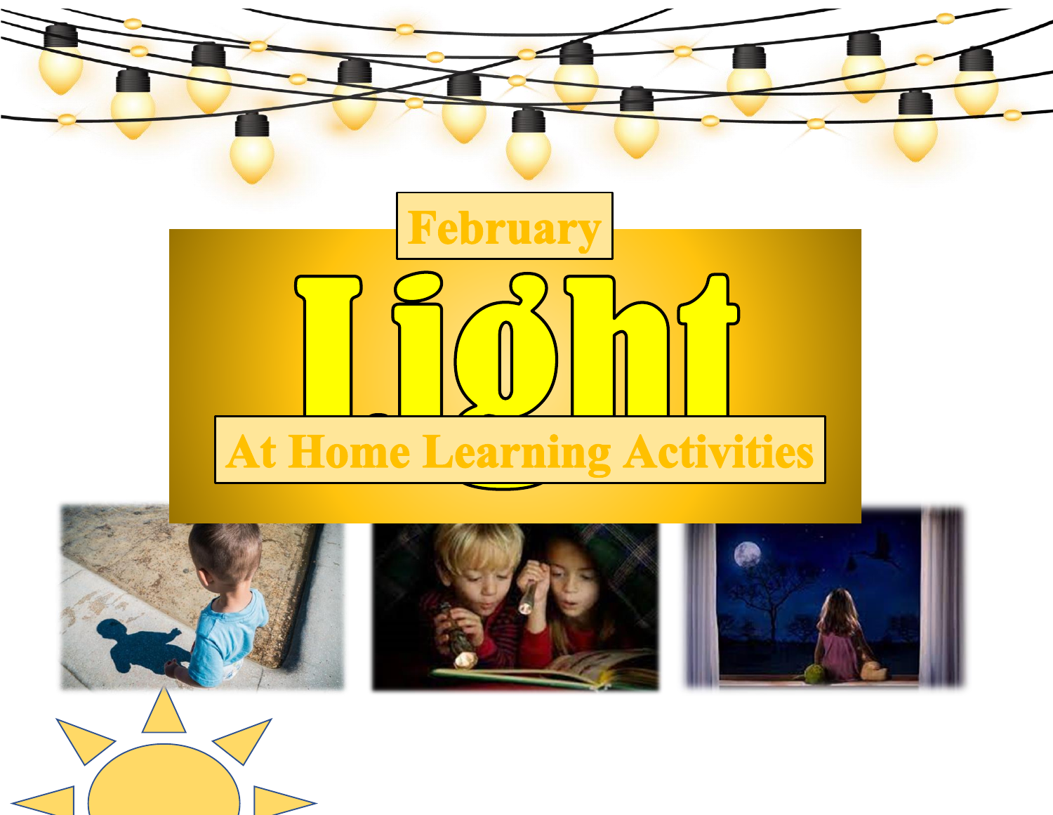February

# Light

## At Home Learning Activities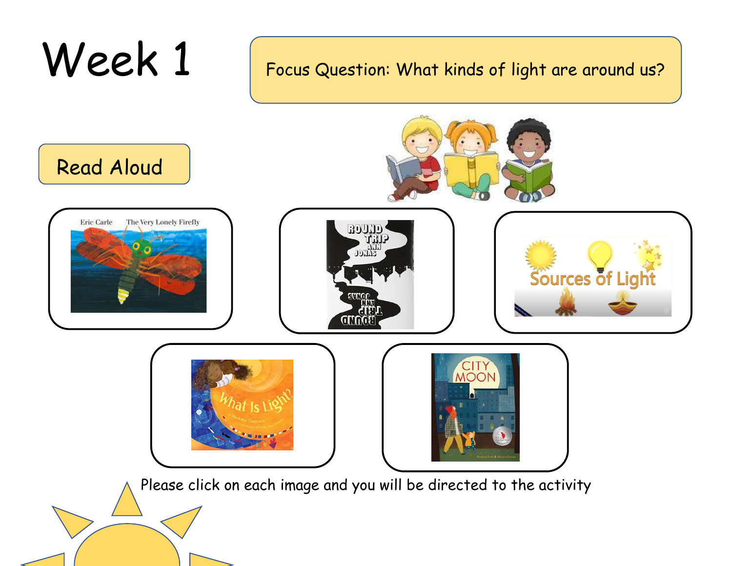# Week 1

Focus Question: What kinds of light are around us?

## Read Aloud

Please click on each image and you will be directed to the activity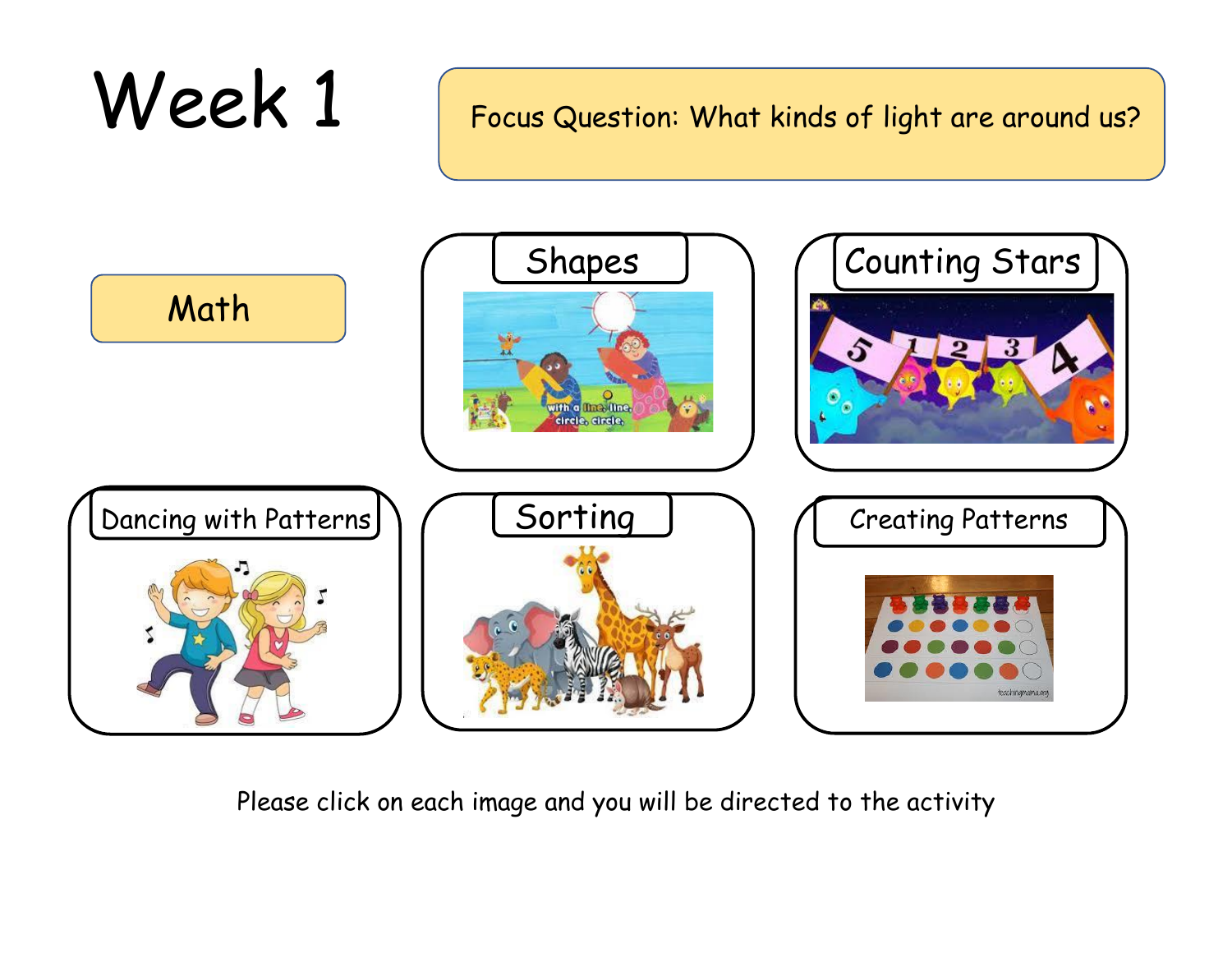# Week 1

Focus Question: What kinds of light are around us?

## Math

- Shapes
- Counting Stars
- Dancing with Patterns
- Sorting
- Creating Patterns

Please click on each image and you will be directed to the activity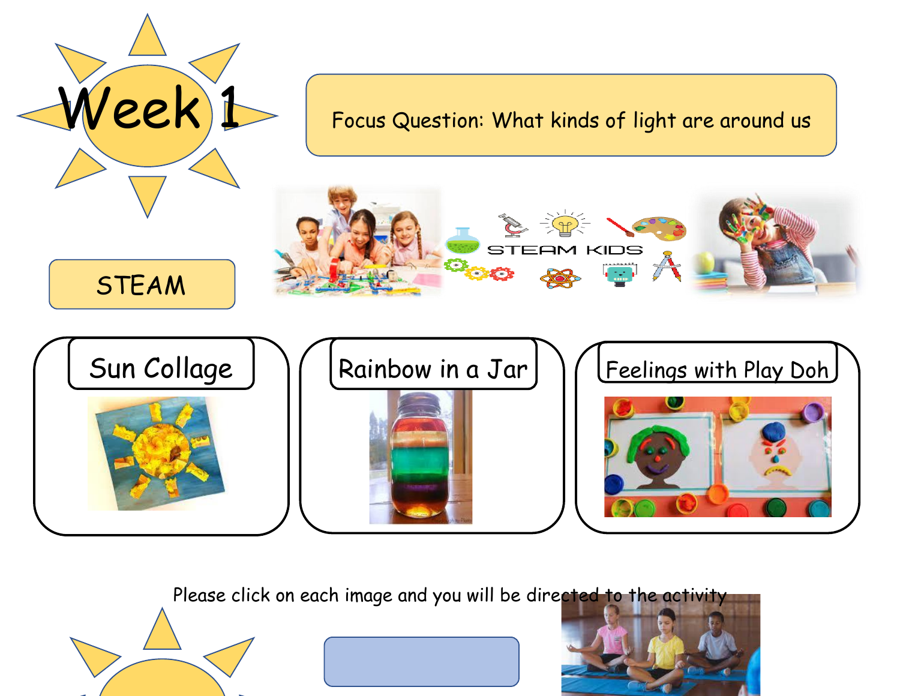# Week 1

Focus Question: What kinds of light are around us

STEAM

STEAM KIDS

Sun Collage

Rainbow in a Jar

Feelings with Play Doh

Please click on each image and you will be directed to the activity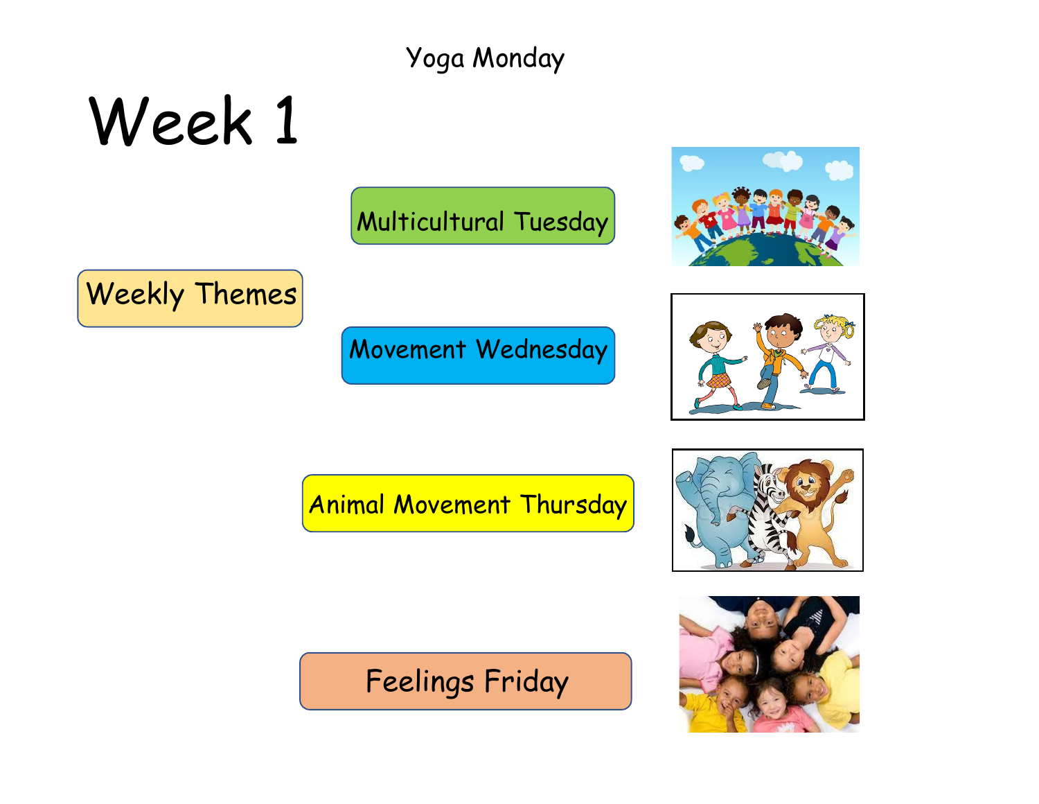Yoga Monday

# Week 1

Weekly Themes

Multicultural Tuesday

Movement Wednesday

Animal Movement Thursday

Feelings Friday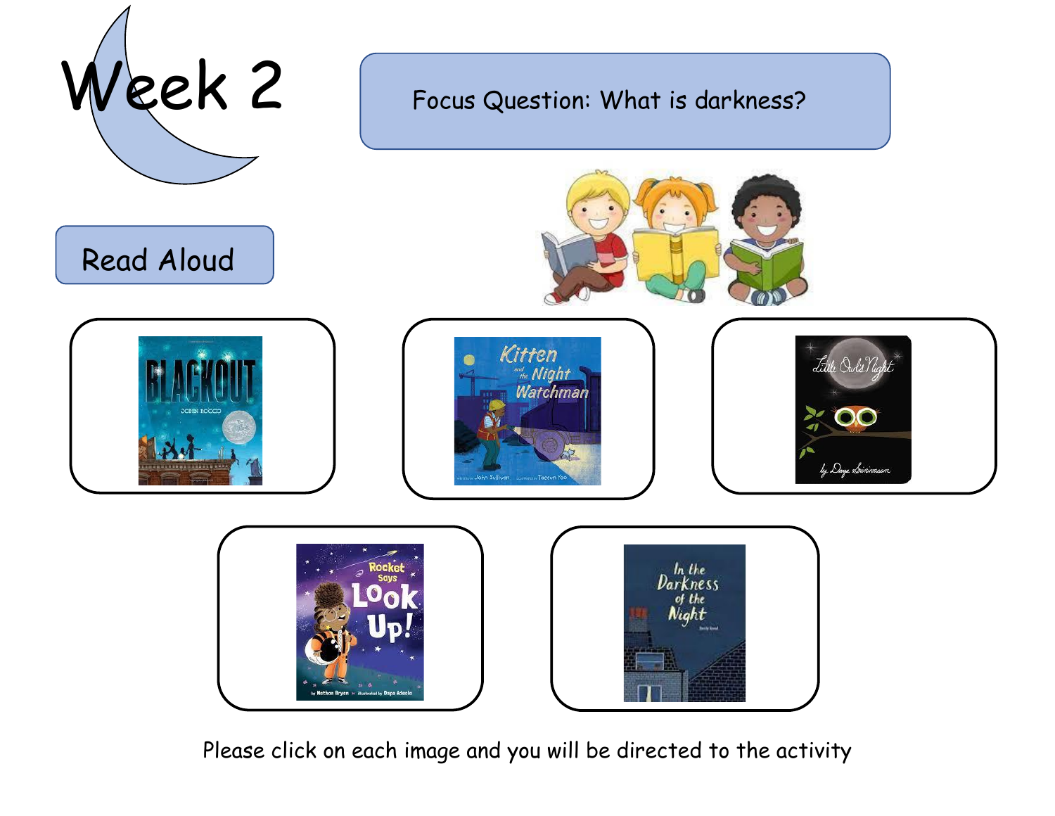# Week 2

Focus Question: What is darkness?

## Read Aloud

Please click on each image and you will be directed to the activity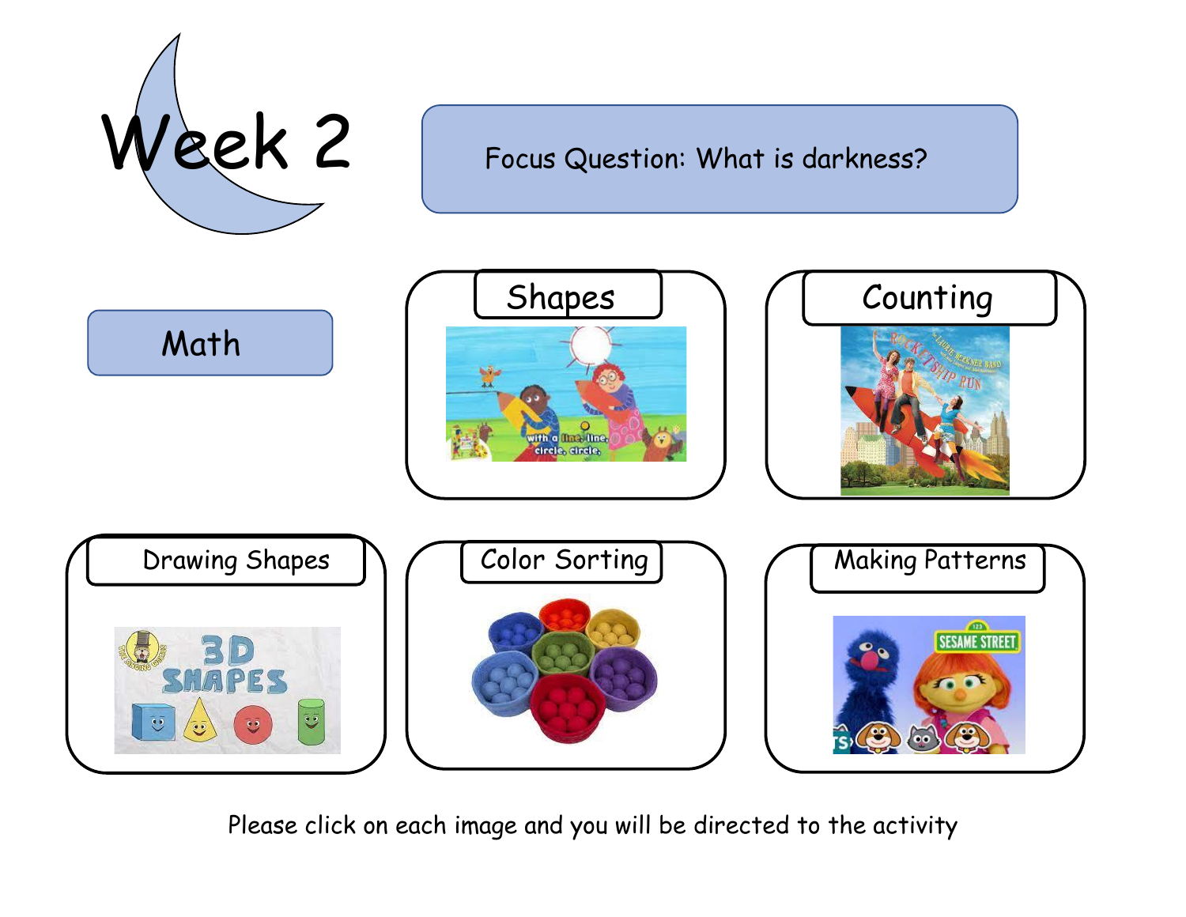# Week 2

Focus Question: What is darkness?

## Math

### Shapes

### Counting

### Drawing Shapes

### Color Sorting

### Making Patterns

Please click on each image and you will be directed to the activity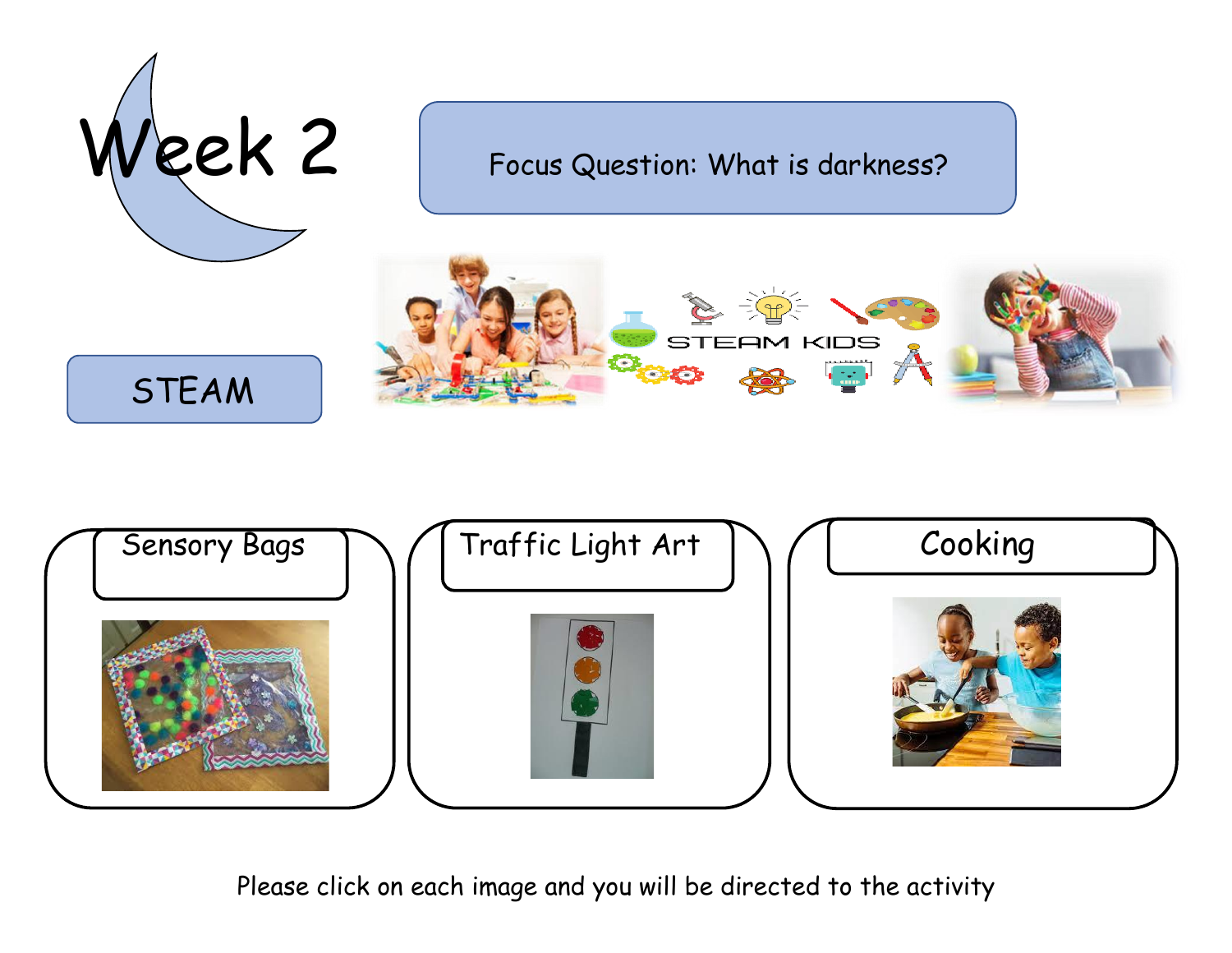# Week 2

Focus Question: What is darkness?

## STEAM

STEAM KIDS

### Sensory Bags

### Traffic Light Art

### Cooking

Please click on each image and you will be directed to the activity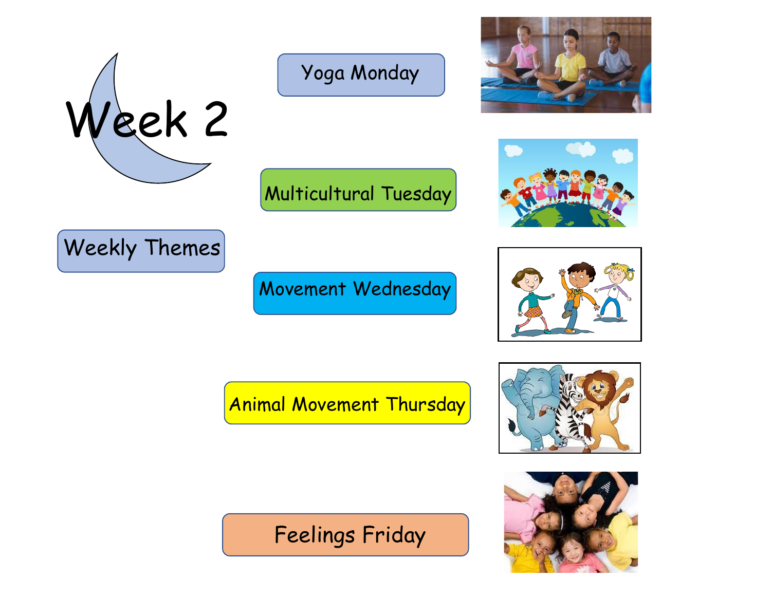# Week 2

## Weekly Themes

- Yoga Monday
- Multicultural Tuesday
- Movement Wednesday
- Animal Movement Thursday
- Feelings Friday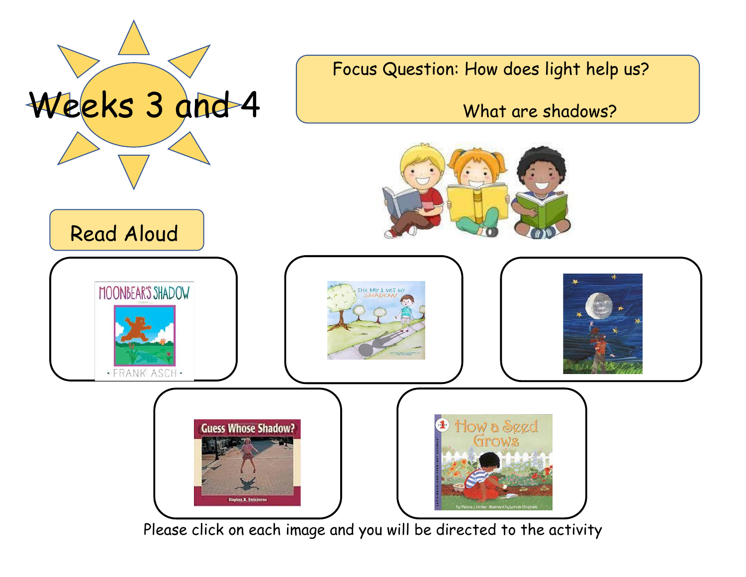# Weeks 3 and 4

Focus Question: How does light help us?

What are shadows?

## Read Aloud

Please click on each image and you will be directed to the activity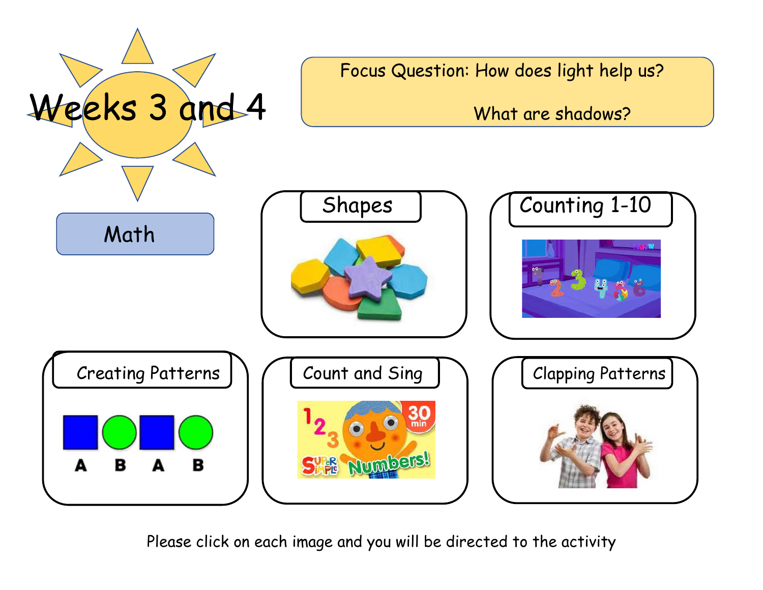# Weeks 3 and 4

**Focus Question: How does light help us?**

**What are shadows?**

## Math

- Shapes
- Counting 1-10
- Creating Patterns
- Count and Sing
- Clapping Patterns

Please click on each image and you will be directed to the activity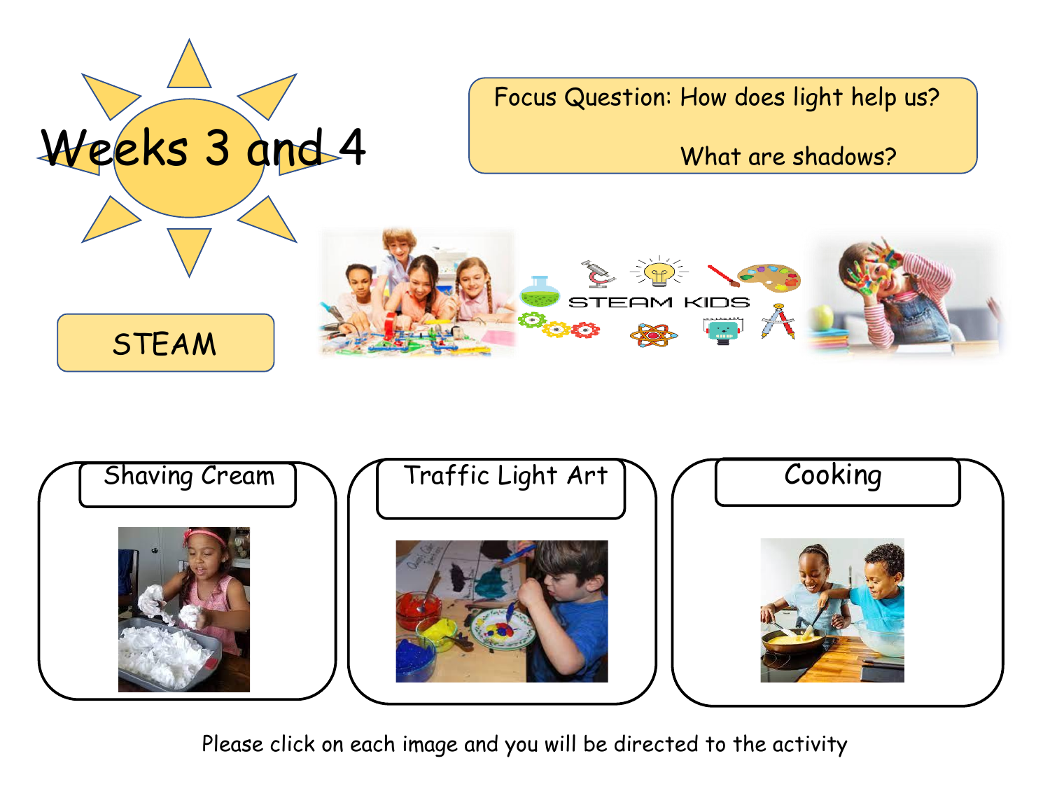# Weeks 3 and 4

Focus Question: How does light help us?

What are shadows?

## STEAM

STEAM KIDS

### Shaving Cream

### Traffic Light Art

### Cooking

Please click on each image and you will be directed to the activity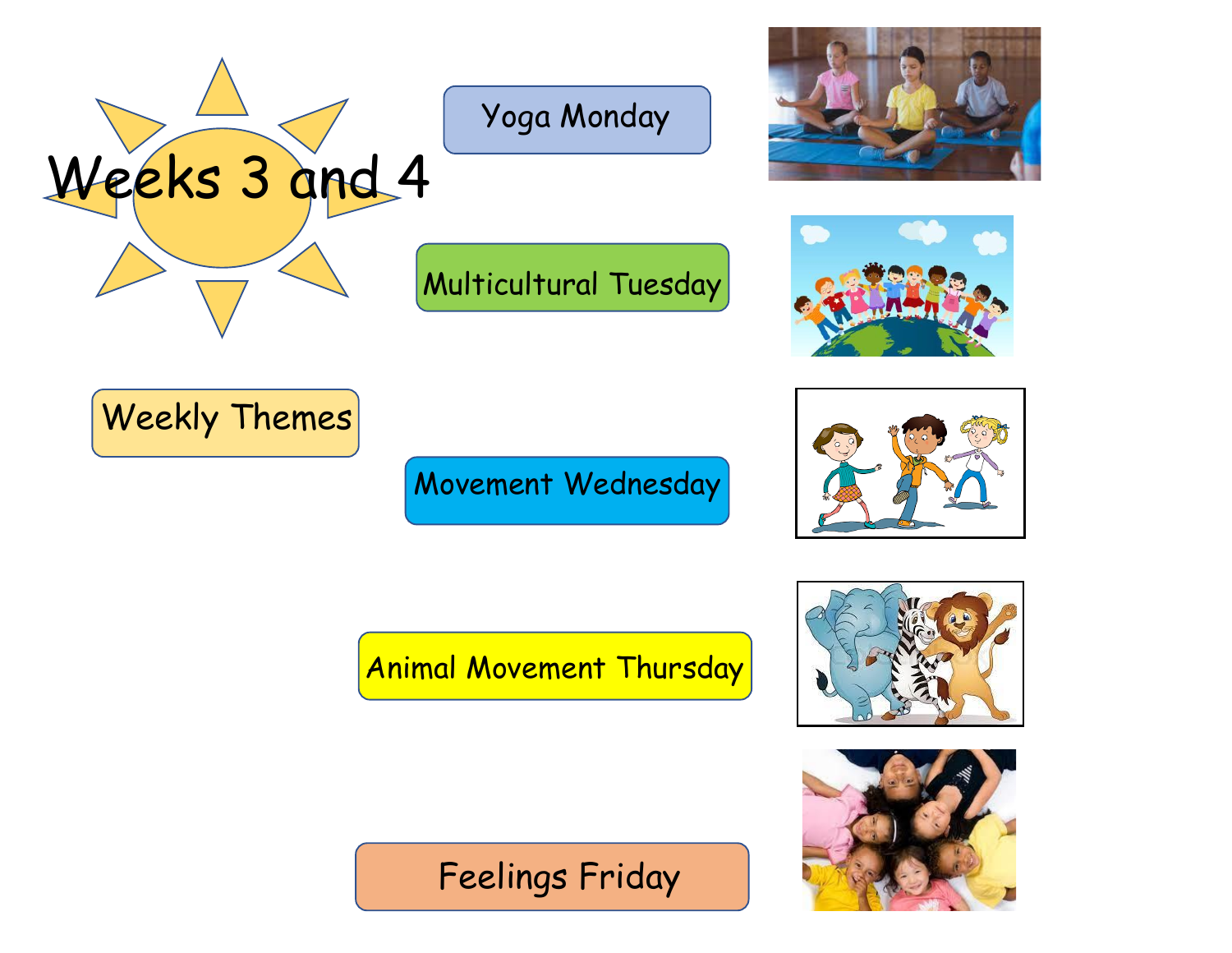# Weeks 3 and 4

## Weekly Themes

Yoga Monday

Multicultural Tuesday

Movement Wednesday

Animal Movement Thursday

Feelings Friday